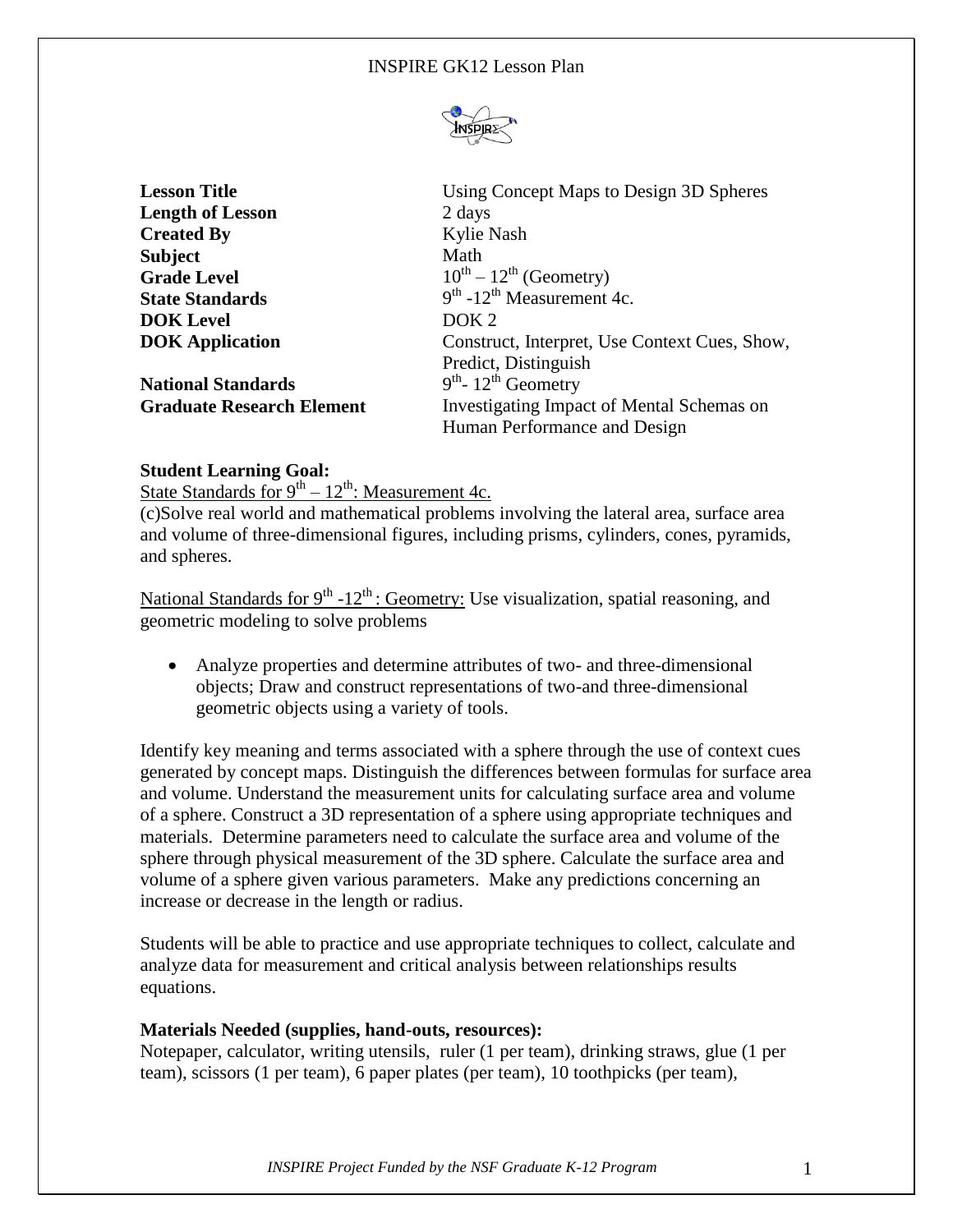INSPIRE GK12 Lesson Plan

| | |
|---|---|
| **Lesson Title** | Using Concept Maps to Design 3D Spheres |
| **Length of Lesson** | 2 days |
| **Created By** | Kylie Nash |
| **Subject** | Math |
| **Grade Level** | 10th – 12th (Geometry) |
| **State Standards** | 9th -12th Measurement 4c. |
| **DOK Level** | DOK 2 |
| **DOK Application** | Construct, Interpret, Use Context Cues, Show, Predict, Distinguish |
| **National Standards** | 9th- 12th Geometry |
| **Graduate Research Element** | Investigating Impact of Mental Schemas on Human Performance and Design |

**Student Learning Goal:**

State Standards for 9th – 12th: Measurement 4c.

(c)Solve real world and mathematical problems involving the lateral area, surface area and volume of three-dimensional figures, including prisms, cylinders, cones, pyramids, and spheres.

National Standards for 9th -12th : Geometry: Use visualization, spatial reasoning, and geometric modeling to solve problems

- Analyze properties and determine attributes of two- and three-dimensional objects; Draw and construct representations of two-and three-dimensional geometric objects using a variety of tools.

Identify key meaning and terms associated with a sphere through the use of context cues generated by concept maps. Distinguish the differences between formulas for surface area and volume. Understand the measurement units for calculating surface area and volume of a sphere. Construct a 3D representation of a sphere using appropriate techniques and materials. Determine parameters need to calculate the surface area and volume of the sphere through physical measurement of the 3D sphere. Calculate the surface area and volume of a sphere given various parameters. Make any predictions concerning an increase or decrease in the length or radius.

Students will be able to practice and use appropriate techniques to collect, calculate and analyze data for measurement and critical analysis between relationships results equations.

**Materials Needed (supplies, hand-outs, resources):**

Notepaper, calculator, writing utensils, ruler (1 per team), drinking straws, glue (1 per team), scissors (1 per team), 6 paper plates (per team), 10 toothpicks (per team),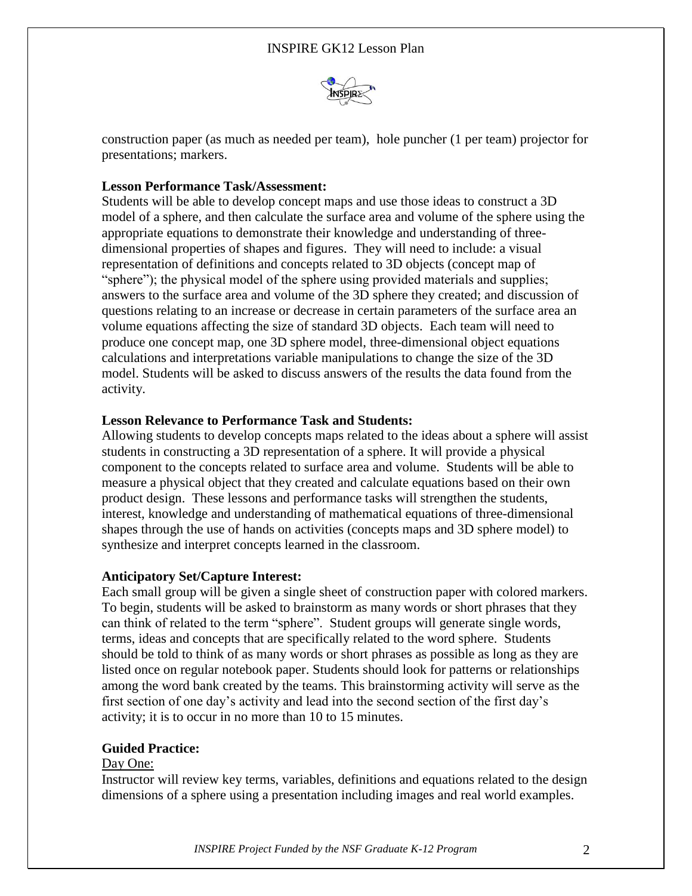construction paper (as much as needed per team), hole puncher (1 per team) projector for presentations; markers.

**Lesson Performance Task/Assessment:**
Students will be able to develop concept maps and use those ideas to construct a 3D model of a sphere, and then calculate the surface area and volume of the sphere using the appropriate equations to demonstrate their knowledge and understanding of three-dimensional properties of shapes and figures. They will need to include: a visual representation of definitions and concepts related to 3D objects (concept map of "sphere"); the physical model of the sphere using provided materials and supplies; answers to the surface area and volume of the 3D sphere they created; and discussion of questions relating to an increase or decrease in certain parameters of the surface area an volume equations affecting the size of standard 3D objects. Each team will need to produce one concept map, one 3D sphere model, three-dimensional object equations calculations and interpretations variable manipulations to change the size of the 3D model. Students will be asked to discuss answers of the results the data found from the activity.

**Lesson Relevance to Performance Task and Students:**
Allowing students to develop concepts maps related to the ideas about a sphere will assist students in constructing a 3D representation of a sphere. It will provide a physical component to the concepts related to surface area and volume. Students will be able to measure a physical object that they created and calculate equations based on their own product design. These lessons and performance tasks will strengthen the students, interest, knowledge and understanding of mathematical equations of three-dimensional shapes through the use of hands on activities (concepts maps and 3D sphere model) to synthesize and interpret concepts learned in the classroom.

**Anticipatory Set/Capture Interest:**
Each small group will be given a single sheet of construction paper with colored markers. To begin, students will be asked to brainstorm as many words or short phrases that they can think of related to the term "sphere". Student groups will generate single words, terms, ideas and concepts that are specifically related to the word sphere. Students should be told to think of as many words or short phrases as possible as long as they are listed once on regular notebook paper. Students should look for patterns or relationships among the word bank created by the teams. This brainstorming activity will serve as the first section of one day's activity and lead into the second section of the first day's activity; it is to occur in no more than 10 to 15 minutes.

**Guided Practice:**

Day One:

Instructor will review key terms, variables, definitions and equations related to the design dimensions of a sphere using a presentation including images and real world examples.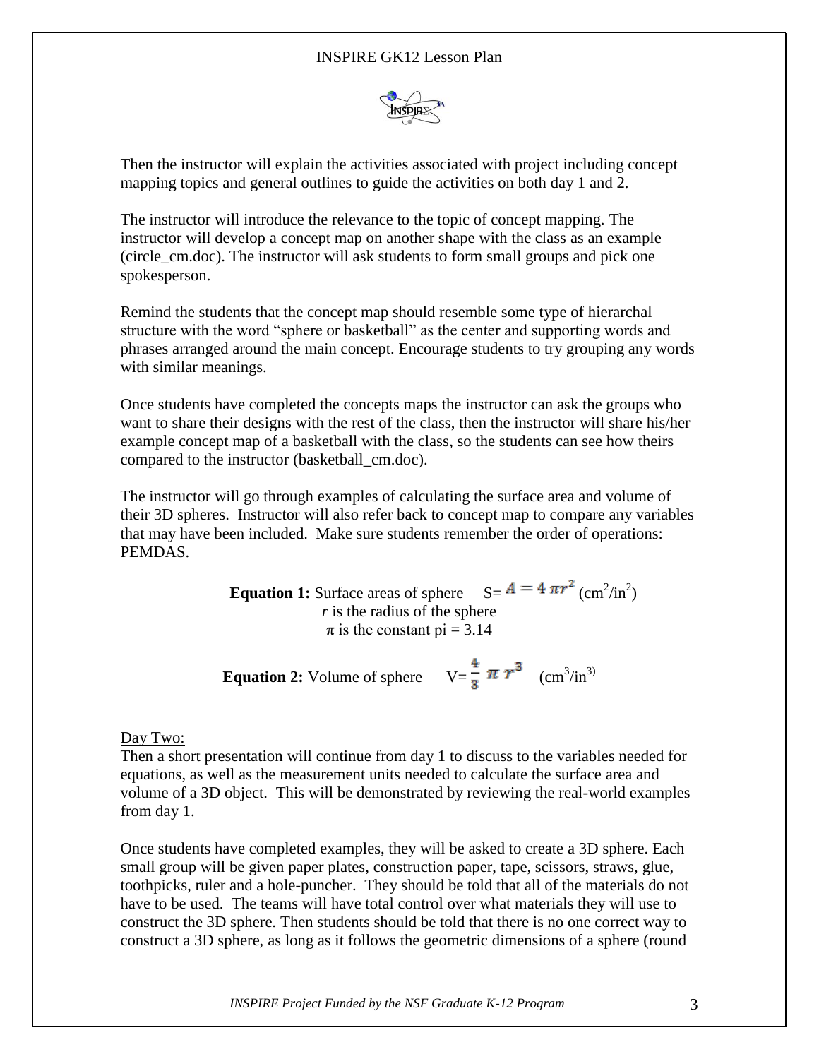Then the instructor will explain the activities associated with project including concept mapping topics and general outlines to guide the activities on both day 1 and 2.

The instructor will introduce the relevance to the topic of concept mapping. The instructor will develop a concept map on another shape with the class as an example (circle_cm.doc). The instructor will ask students to form small groups and pick one spokesperson.

Remind the students that the concept map should resemble some type of hierarchal structure with the word "sphere or basketball" as the center and supporting words and phrases arranged around the main concept. Encourage students to try grouping any words with similar meanings.

Once students have completed the concepts maps the instructor can ask the groups who want to share their designs with the rest of the class, then the instructor will share his/her example concept map of a basketball with the class, so the students can see how theirs compared to the instructor (basketball_cm.doc).

The instructor will go through examples of calculating the surface area and volume of their 3D spheres. Instructor will also refer back to concept map to compare any variables that may have been included. Make sure students remember the order of operations: PEMDAS.

**Equation 1:** Surface areas of sphere S= $A = 4\pi r^2$ ($cm^2/in^2$)
*r* is the radius of the sphere
$\pi$ is the constant pi = 3.14

**Equation 2:** Volume of sphere V= $\frac{4}{3}\pi r^3$ ($cm^3/in^3$)

Day Two:

Then a short presentation will continue from day 1 to discuss to the variables needed for equations, as well as the measurement units needed to calculate the surface area and volume of a 3D object. This will be demonstrated by reviewing the real-world examples from day 1.

Once students have completed examples, they will be asked to create a 3D sphere. Each small group will be given paper plates, construction paper, tape, scissors, straws, glue, toothpicks, ruler and a hole-puncher. They should be told that all of the materials do not have to be used. The teams will have total control over what materials they will use to construct the 3D sphere. Then students should be told that there is no one correct way to construct a 3D sphere, as long as it follows the geometric dimensions of a sphere (round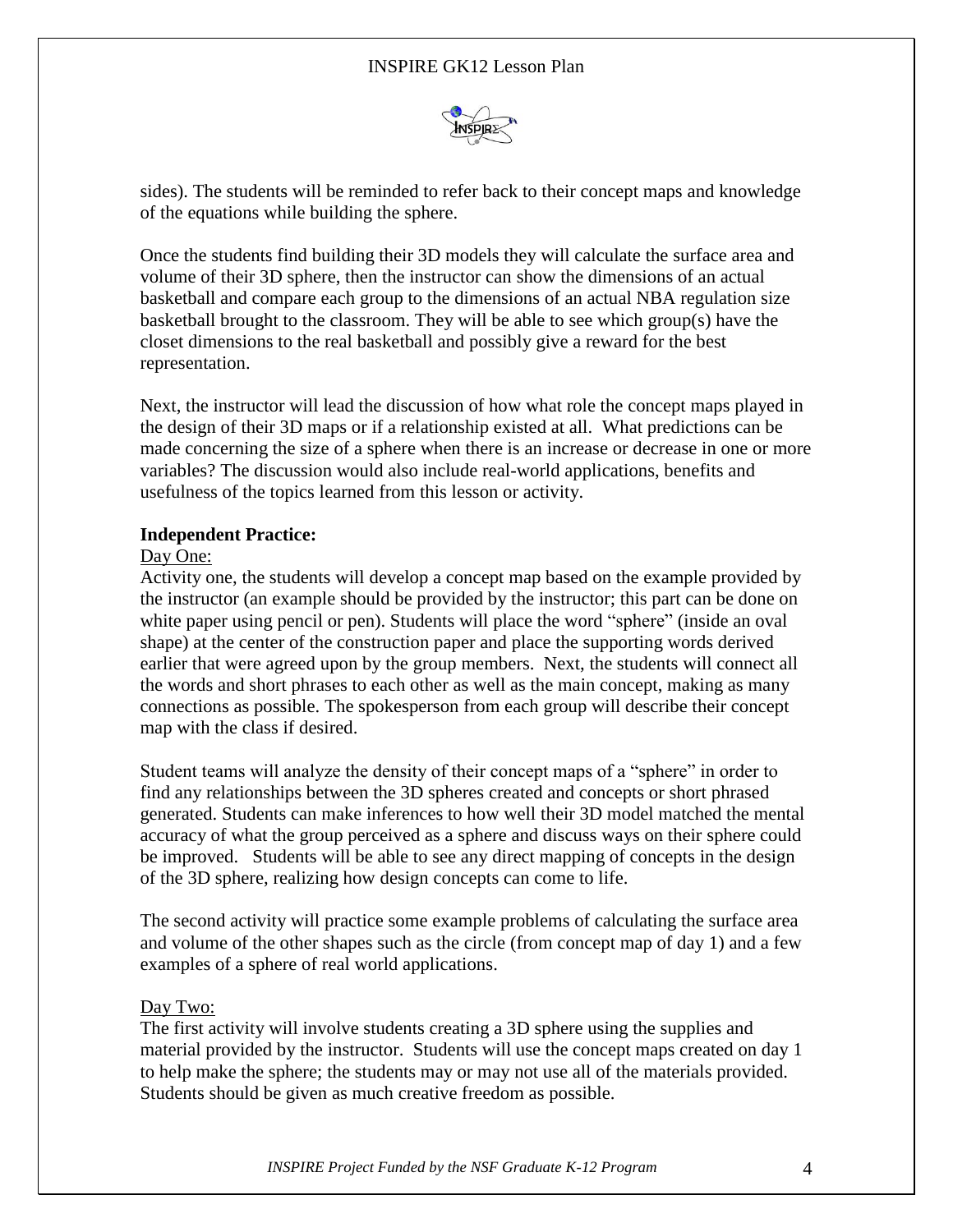sides). The students will be reminded to refer back to their concept maps and knowledge of the equations while building the sphere.

Once the students find building their 3D models they will calculate the surface area and volume of their 3D sphere, then the instructor can show the dimensions of an actual basketball and compare each group to the dimensions of an actual NBA regulation size basketball brought to the classroom. They will be able to see which group(s) have the closet dimensions to the real basketball and possibly give a reward for the best representation.

Next, the instructor will lead the discussion of how what role the concept maps played in the design of their 3D maps or if a relationship existed at all. What predictions can be made concerning the size of a sphere when there is an increase or decrease in one or more variables? The discussion would also include real-world applications, benefits and usefulness of the topics learned from this lesson or activity.

**Independent Practice:**

Day One:

Activity one, the students will develop a concept map based on the example provided by the instructor (an example should be provided by the instructor; this part can be done on white paper using pencil or pen). Students will place the word "sphere" (inside an oval shape) at the center of the construction paper and place the supporting words derived earlier that were agreed upon by the group members. Next, the students will connect all the words and short phrases to each other as well as the main concept, making as many connections as possible. The spokesperson from each group will describe their concept map with the class if desired.

Student teams will analyze the density of their concept maps of a "sphere" in order to find any relationships between the 3D spheres created and concepts or short phrased generated. Students can make inferences to how well their 3D model matched the mental accuracy of what the group perceived as a sphere and discuss ways on their sphere could be improved. Students will be able to see any direct mapping of concepts in the design of the 3D sphere, realizing how design concepts can come to life.

The second activity will practice some example problems of calculating the surface area and volume of the other shapes such as the circle (from concept map of day 1) and a few examples of a sphere of real world applications.

Day Two:

The first activity will involve students creating a 3D sphere using the supplies and material provided by the instructor. Students will use the concept maps created on day 1 to help make the sphere; the students may or may not use all of the materials provided. Students should be given as much creative freedom as possible.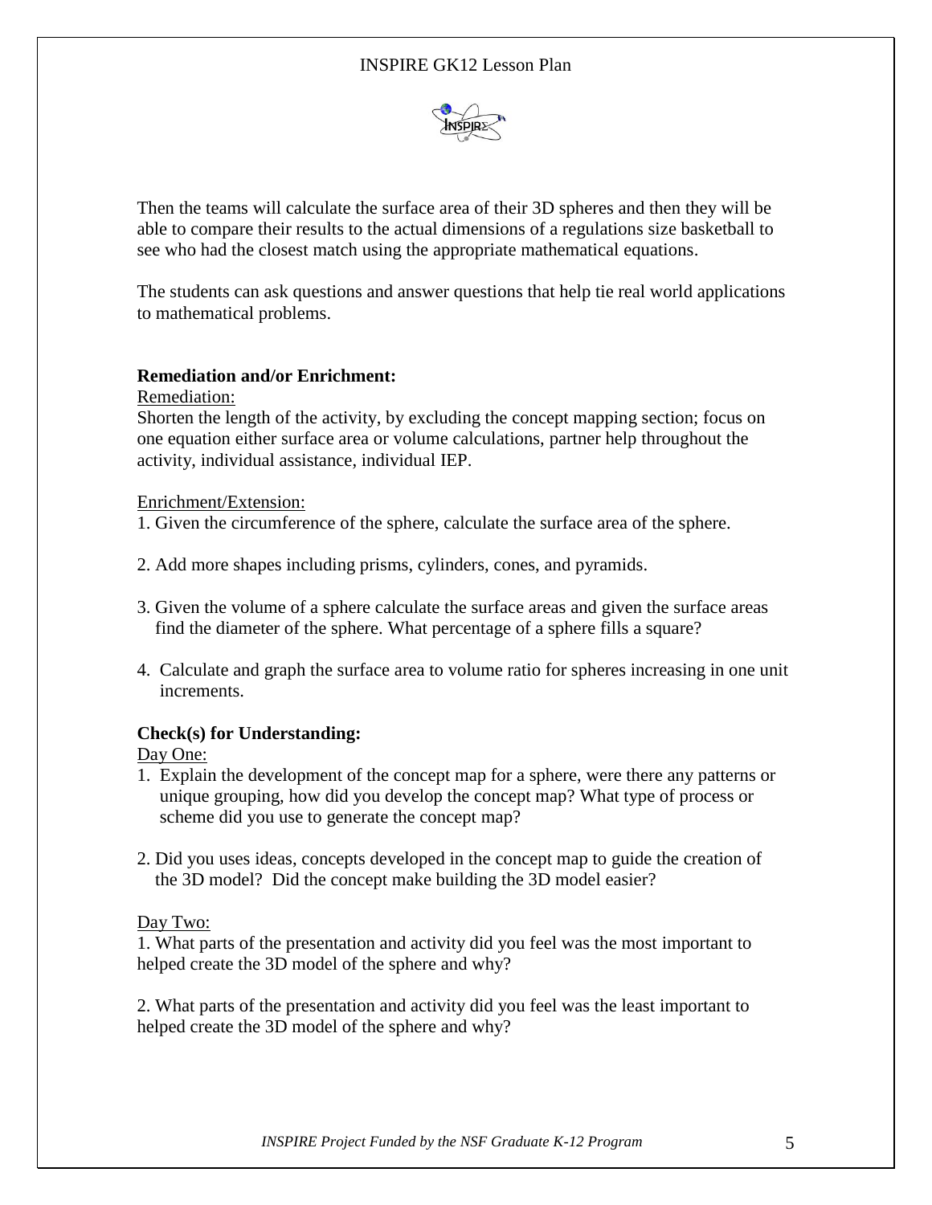Then the teams will calculate the surface area of their 3D spheres and then they will be able to compare their results to the actual dimensions of a regulations size basketball to see who had the closest match using the appropriate mathematical equations.

The students can ask questions and answer questions that help tie real world applications to mathematical problems.

**Remediation and/or Enrichment:**

Remediation:

Shorten the length of the activity, by excluding the concept mapping section; focus on one equation either surface area or volume calculations, partner help throughout the activity, individual assistance, individual IEP.

Enrichment/Extension:

1. Given the circumference of the sphere, calculate the surface area of the sphere.

2. Add more shapes including prisms, cylinders, cones, and pyramids.

3. Given the volume of a sphere calculate the surface areas and given the surface areas find the diameter of the sphere. What percentage of a sphere fills a square?

4. Calculate and graph the surface area to volume ratio for spheres increasing in one unit increments.

**Check(s) for Understanding:**

Day One:

1. Explain the development of the concept map for a sphere, were there any patterns or unique grouping, how did you develop the concept map? What type of process or scheme did you use to generate the concept map?

2. Did you uses ideas, concepts developed in the concept map to guide the creation of the 3D model? Did the concept make building the 3D model easier?

Day Two:

1. What parts of the presentation and activity did you feel was the most important to helped create the 3D model of the sphere and why?

2. What parts of the presentation and activity did you feel was the least important to helped create the 3D model of the sphere and why?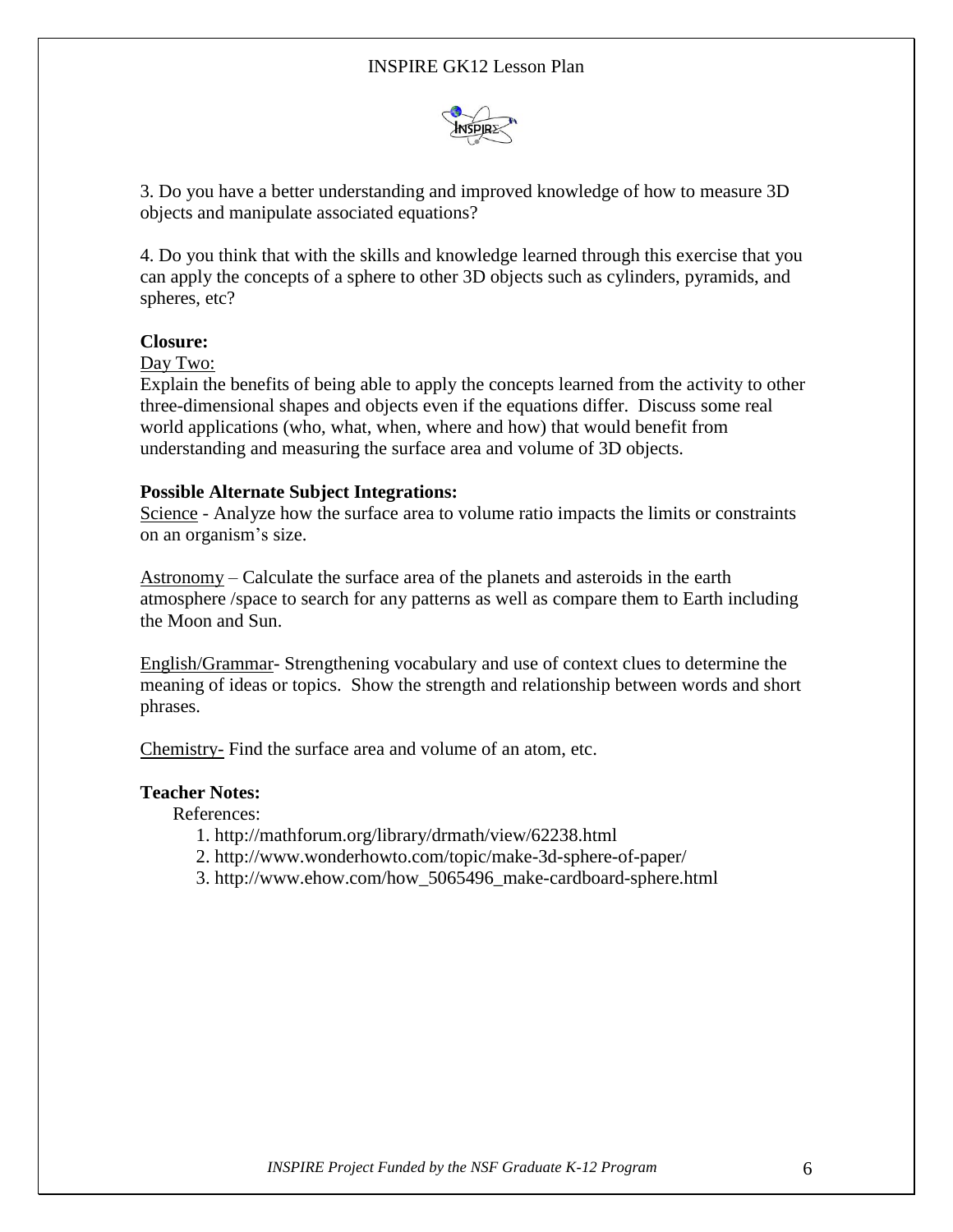3. Do you have a better understanding and improved knowledge of how to measure 3D objects and manipulate associated equations?

4. Do you think that with the skills and knowledge learned through this exercise that you can apply the concepts of a sphere to other 3D objects such as cylinders, pyramids, and spheres, etc?

**Closure:**

Day Two:

Explain the benefits of being able to apply the concepts learned from the activity to other three-dimensional shapes and objects even if the equations differ. Discuss some real world applications (who, what, when, where and how) that would benefit from understanding and measuring the surface area and volume of 3D objects.

**Possible Alternate Subject Integrations:**

Science - Analyze how the surface area to volume ratio impacts the limits or constraints on an organism's size.

Astronomy – Calculate the surface area of the planets and asteroids in the earth atmosphere /space to search for any patterns as well as compare them to Earth including the Moon and Sun.

English/Grammar- Strengthening vocabulary and use of context clues to determine the meaning of ideas or topics. Show the strength and relationship between words and short phrases.

Chemistry- Find the surface area and volume of an atom, etc.

**Teacher Notes:**

References:

1. http://mathforum.org/library/drmath/view/62238.html
2. http://www.wonderhowto.com/topic/make-3d-sphere-of-paper/
3. http://www.ehow.com/how_5065496_make-cardboard-sphere.html